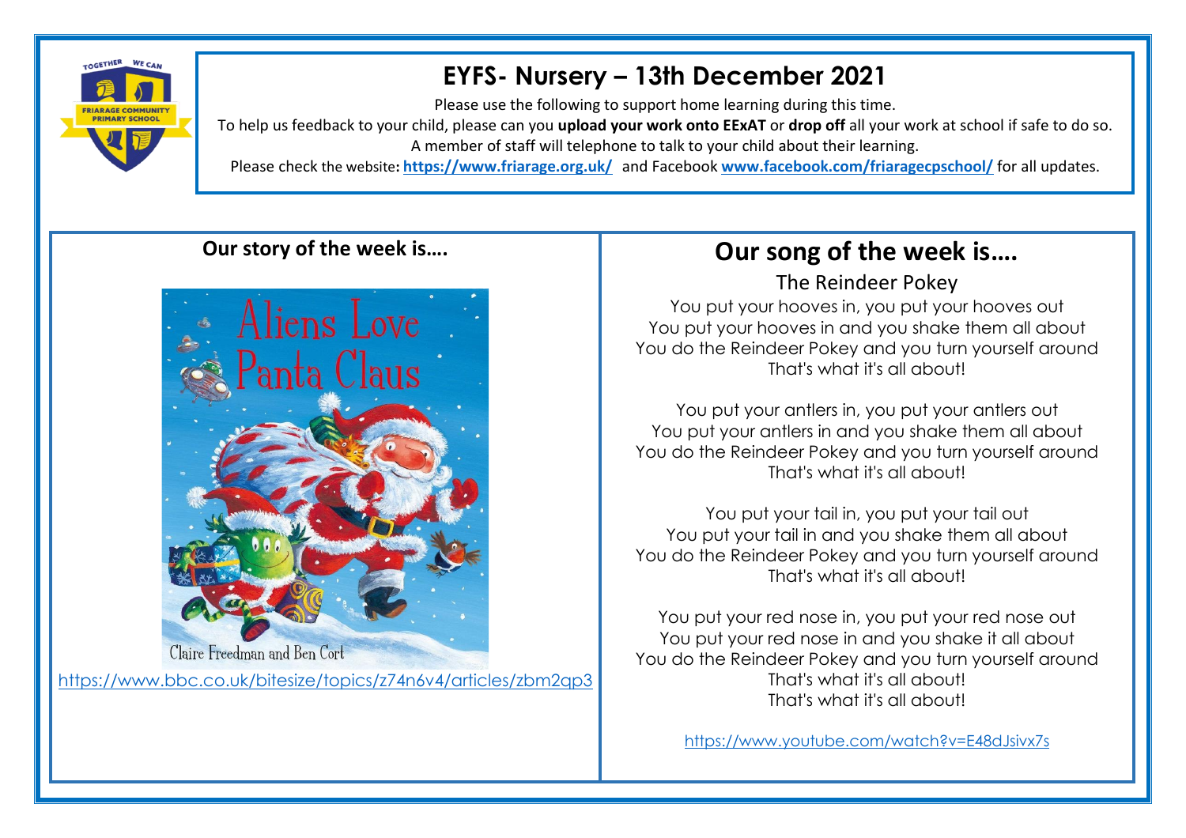# EYFS- Nursery – 13th December 2021

Please use the following to support home learning during this time.

To help us feedback to your child, please can you **upload your work onto EExAT** or **drop off** all your work at school if safe to do so.

A member of staff will telephone to talk to your child about their learning.

Please check the website: **https://www.friarage.org.uk/** and Facebook **www.facebook.com/friaragecpschool/** for all updates.

## Our story of the week is….

Aliens Love Panta Claus

Claire Freedman and Ben Cort

https://www.bbc.co.uk/bitesize/topics/z74n6v4/articles/zbm2qp3

## Our song of the week is….

The Reindeer Pokey

You put your hooves in, you put your hooves out
You put your hooves in and you shake them all about
You do the Reindeer Pokey and you turn yourself around
That's what it's all about!

You put your antlers in, you put your antlers out
You put your antlers in and you shake them all about
You do the Reindeer Pokey and you turn yourself around
That's what it's all about!

You put your tail in, you put your tail out
You put your tail in and you shake them all about
You do the Reindeer Pokey and you turn yourself around
That's what it's all about!

You put your red nose in, you put your red nose out
You put your red nose in and you shake it all about
You do the Reindeer Pokey and you turn yourself around
That's what it's all about!
That's what it's all about!

https://www.youtube.com/watch?v=E48dJsivx7s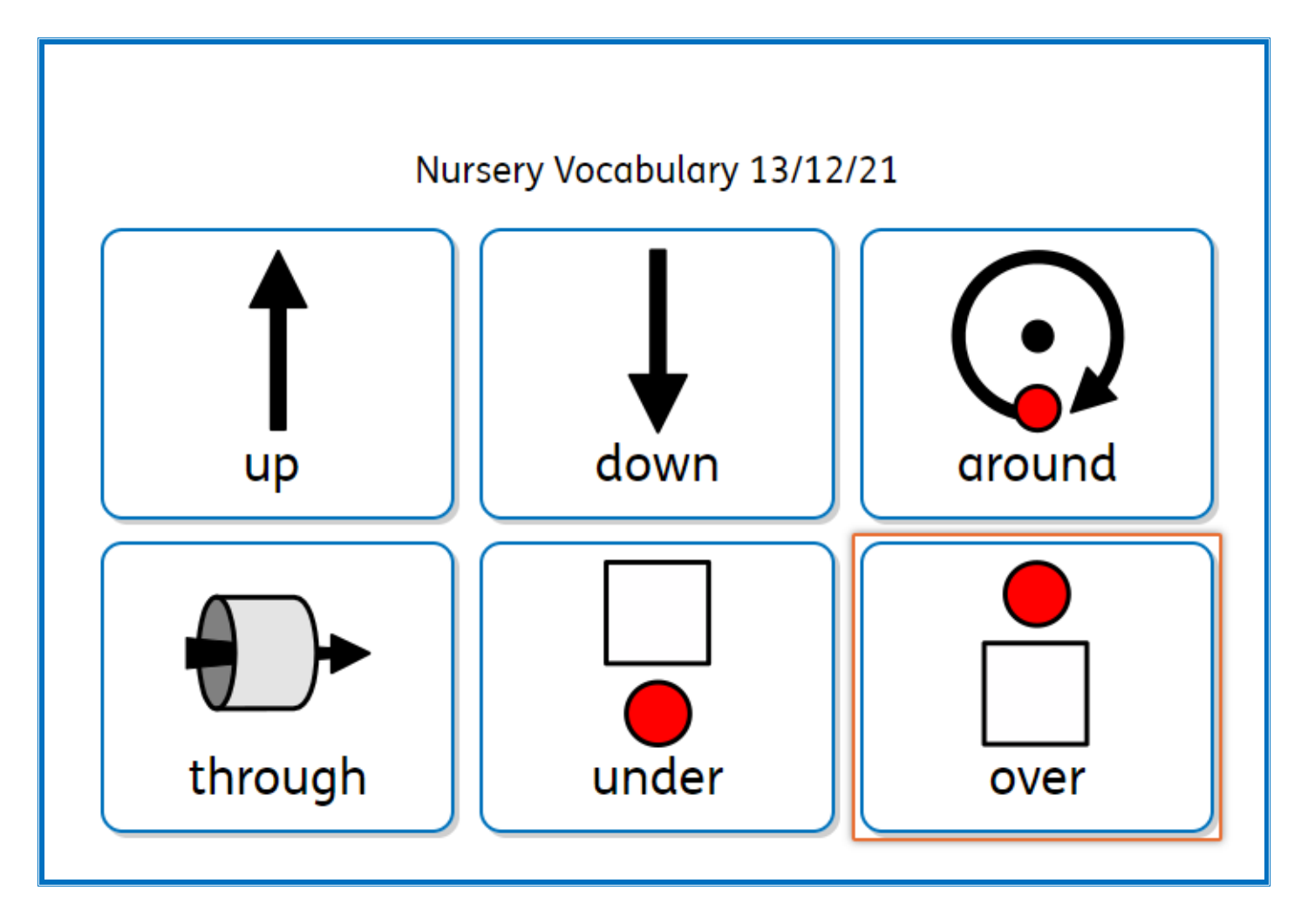Nursery Vocabulary 13/12/21

up

down

around

through

under

over